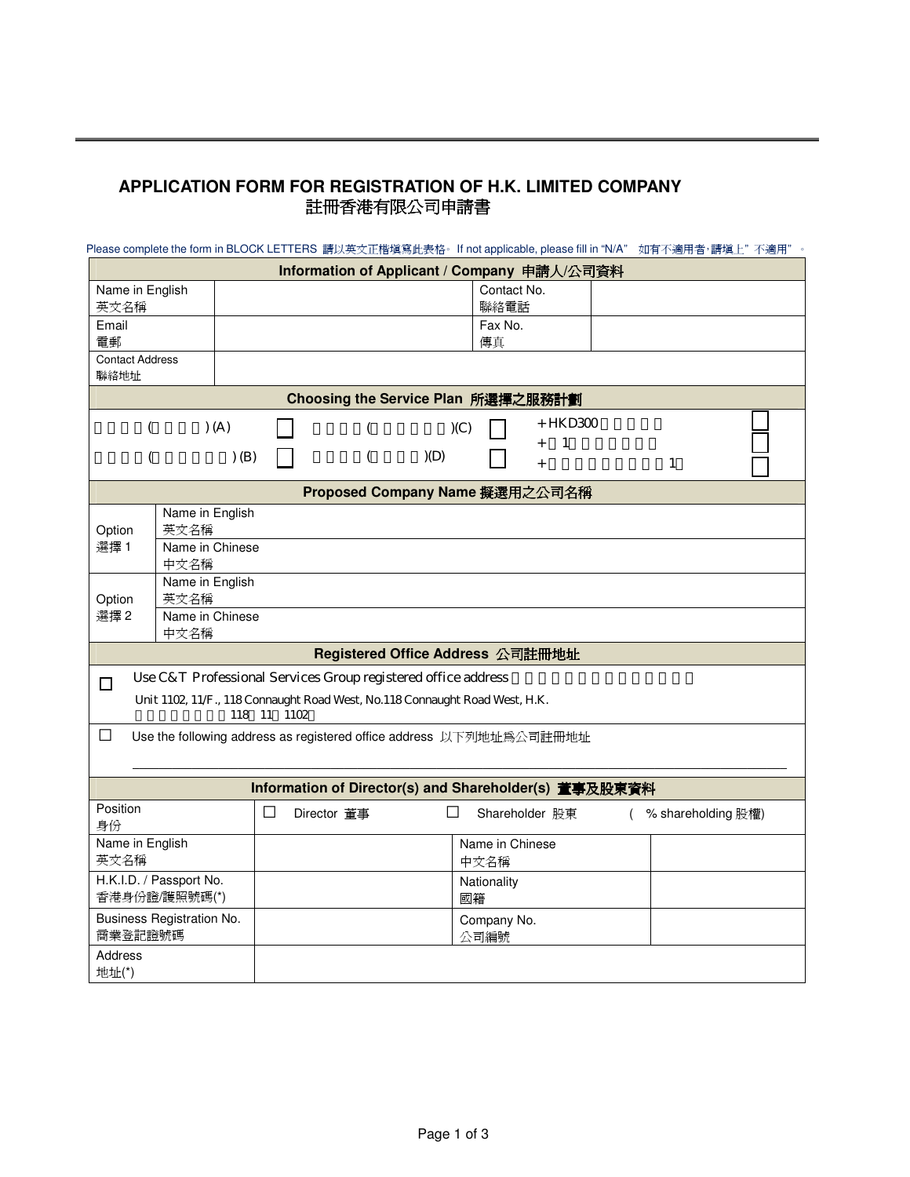# APPLICATION FORM FOR REGISTRATION OF H.K. LIMITED COMPANY
# 註冊香港有限公司申請書

Please complete the form in BLOCK LETTERS 請以英文正楷填寫此表格。If not applicable, please fill in "N/A" 如有不適用者，請填上"不適用"。

| **Information of Applicant / Company 申請人/公司資料** | | | |
|---|---|---|---|
| Name in English 英文名稱 | | Contact No. 聯絡電話 | |
| Email 電郵 | | Fax No. 傳真 | |
| Contact Address 聯絡地址 | | | |

| **Choosing the Service Plan 所選擇之服務計劃** | | | | | |
|---|---|---|---|---|---|
| ( ) (A) | ☐ | ( )(C) | ☐ | + HKD300 | ☐ |
| | | | | + 1 | ☐ |
| ( ) (B) | ☐ | ( )(D) | ☐ | + 1 | ☐ |

| **Proposed Company Name 擬選用之公司名稱** | | |
|---|---|---|
| Option 選擇 1 | Name in English 英文名稱 | |
| | Name in Chinese 中文名稱 | |
| Option 選擇 2 | Name in English 英文名稱 | |
| | Name in Chinese 中文名稱 | |

**Registered Office Address 公司註冊地址**

☐ Use C&T Professional Services Group registered office address
Unit 1102, 11/F., 118 Connaught Road West, No.118 Connaught Road West, H.K.
118 11 1102

☐ Use the following address as registered office address 以下列地址爲公司註冊地址

______________________________________________

| **Information of Director(s) and Shareholder(s) 董事及股東資料** | | | |
|---|---|---|---|
| Position 身份 | ☐ Director 董事 | ☐ Shareholder 股東 | ( % shareholding 股權) |
| Name in English 英文名稱 | | Name in Chinese 中文名稱 | |
| H.K.I.D. / Passport No. 香港身份證/護照號碼(*) | | Nationality 國籍 | |
| Business Registration No. 商業登記證號碼 | | Company No. 公司編號 | |
| Address 地址(*) | | | |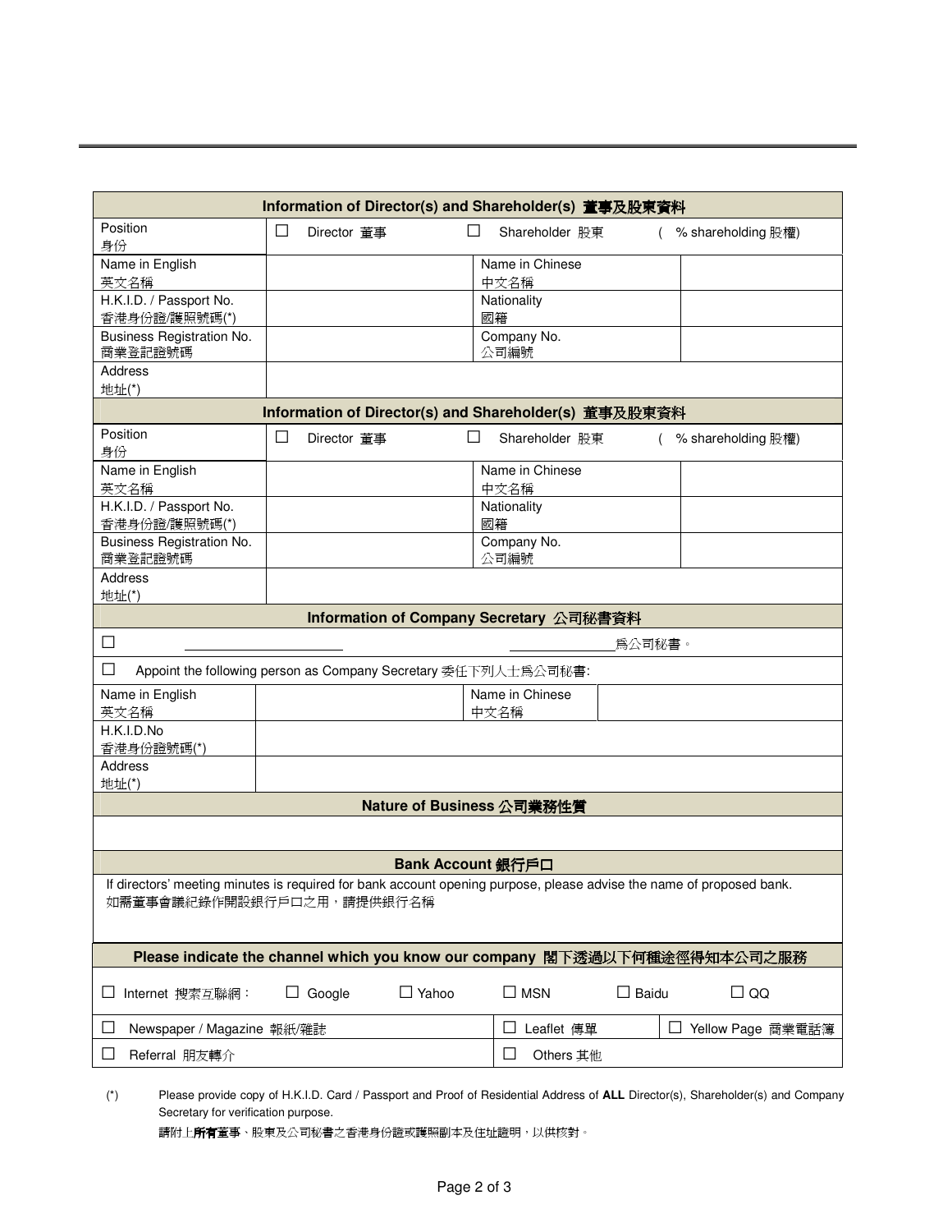| Information of Director(s) and Shareholder(s) 董事及股東資料 | | | |
|---|---|---|---|
| Position 身份 | ☐ Director 董事 | ☐ Shareholder 股東 | ( % shareholding 股權) |
| Name in English 英文名稱 | | Name in Chinese 中文名稱 | |
| H.K.I.D. / Passport No. 香港身份證/護照號碼(*) | | Nationality 國籍 | |
| Business Registration No. 商業登記證號碼 | | Company No. 公司編號 | |
| Address 地址(*) | | | |

| Information of Director(s) and Shareholder(s) 董事及股東資料 | | | |
|---|---|---|---|
| Position 身份 | ☐ Director 董事 | ☐ Shareholder 股東 | ( % shareholding 股權) |
| Name in English 英文名稱 | | Name in Chinese 中文名稱 | |
| H.K.I.D. / Passport No. 香港身份證/護照號碼(*) | | Nationality 國籍 | |
| Business Registration No. 商業登記證號碼 | | Company No. 公司編號 | |
| Address 地址(*) | | | |

| Information of Company Secretary 公司秘書資料 | | | |
|---|---|---|---|
| ☐ ____________________ | | ______________爲公司秘書。 | |
| ☐ Appoint the following person as Company Secretary 委任下列人士爲公司秘書: | | | |
| Name in English 英文名稱 | | Name in Chinese 中文名稱 | |
| H.K.I.D.No 香港身份證號碼(*) | | | |
| Address 地址(*) | | | |

| Nature of Business 公司業務性質 |
|---|
| |

| Bank Account 銀行戶口 |
|---|
| If directors' meeting minutes is required for bank account opening purpose, please advise the name of proposed bank. 如需董事會議紀錄作開設銀行戶口之用，請提供銀行名稱 |

| Please indicate the channel which you know our company 閣下透過以下何種途徑得知本公司之服務 | | | | | |
|---|---|---|---|---|---|
| ☐ Internet 搜索互聯網： | ☐ Google | ☐ Yahoo | ☐ MSN | ☐ Baidu | ☐ QQ |
| ☐ Newspaper / Magazine 報紙/雜誌 | | | ☐ Leaflet 傳單 | | ☐ Yellow Page 商業電話簿 |
| ☐ Referral 朋友轉介 | | | ☐ Others 其他 | | |

(*) Please provide copy of H.K.I.D. Card / Passport and Proof of Residential Address of **ALL** Director(s), Shareholder(s) and Company Secretary for verification purpose.

請附上**所有**董事、股東及公司秘書之香港身份證或護照副本及住址證明，以供核對。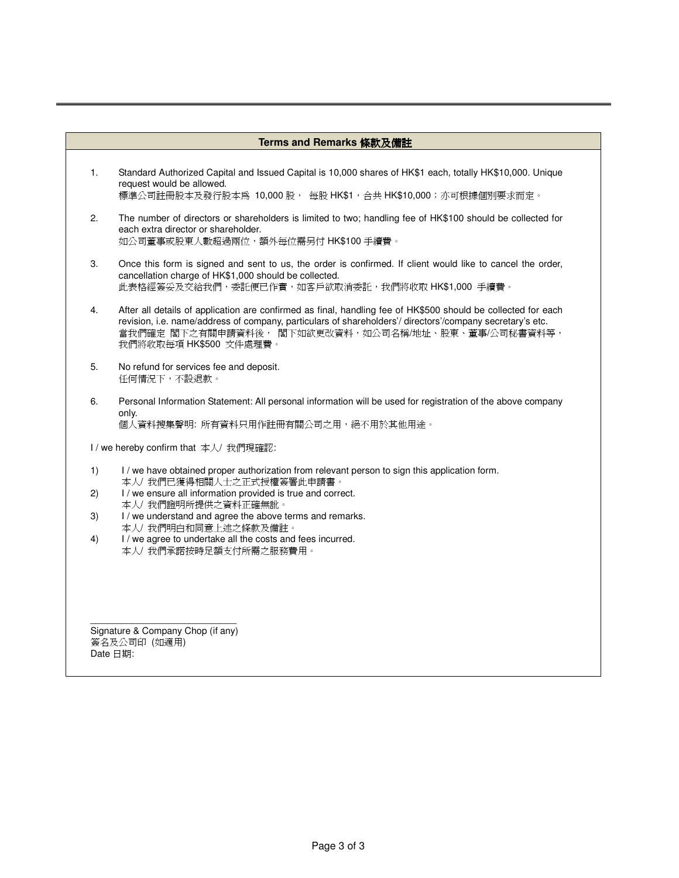## Terms and Remarks 條款及備註

1. Standard Authorized Capital and Issued Capital is 10,000 shares of HK$1 each, totally HK$10,000. Unique request would be allowed.
   標準公司註冊股本及發行股本為 10,000 股， 每股 HK$1，合共 HK$10,000；亦可根據個別要求而定。

2. The number of directors or shareholders is limited to two; handling fee of HK$100 should be collected for each extra director or shareholder.
   如公司董事或股東人數超過兩位，額外每位需另付 HK$100 手續費。

3. Once this form is signed and sent to us, the order is confirmed. If client would like to cancel the order, cancellation charge of HK$1,000 should be collected.
   此表格經簽妥及交給我們，委託便已作實，如客戶欲取消委託，我們將收取 HK$1,000 手續費。

4. After all details of application are confirmed as final, handling fee of HK$500 should be collected for each revision, i.e. name/address of company, particulars of shareholders'/ directors'/company secretary's etc.
   當我們確定 閣下之有關申請資料後， 閣下如欲更改資料，如公司名稱/地址、股東、董事/公司秘書資料等，我們將收取每項 HK$500 文件處理費。

5. No refund for services fee and deposit.
   任何情況下，不設退款。

6. Personal Information Statement: All personal information will be used for registration of the above company only.
   個人資料搜集聲明: 所有資料只用作註冊有關公司之用，絕不用於其他用途。

I / we hereby confirm that 本人/ 我們現確認:

1) I / we have obtained proper authorization from relevant person to sign this application form.
   本人/ 我們已獲得相關人士之正式授權簽署此申請書。
2) I / we ensure all information provided is true and correct.
   本人/ 我們證明所提供之資料正確無訛。
3) I / we understand and agree the above terms and remarks.
   本人/ 我們明白和同意上述之條款及備註。
4) I / we agree to undertake all the costs and fees incurred.
   本人/ 我們承諾按時足額支付所需之服務費用。

\_\_\_\_\_\_\_\_\_\_\_\_\_\_\_\_\_\_\_\_\_\_\_\_\_\_\_\_\_\_

Signature & Company Chop (if any)
簽名及公司印 (如適用)
Date 日期: